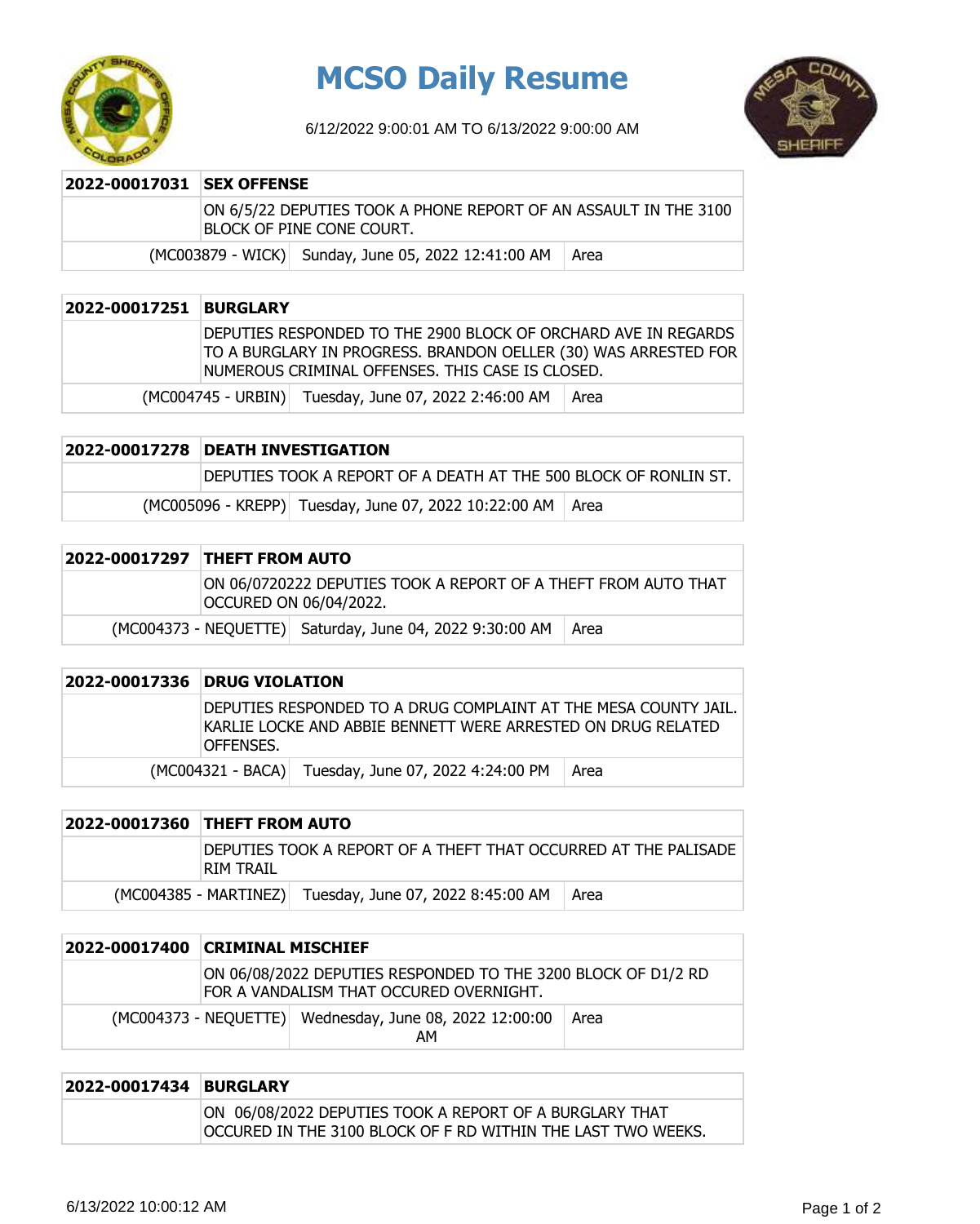# MCSO Daily Resume

6/12/2022 9:00:01 AM TO 6/13/2022 9:00:00 AM

| 2022-00017031 | SEX OFFENSE | |
|---|---|---|
| | ON 6/5/22 DEPUTIES TOOK A PHONE REPORT OF AN ASSAULT IN THE 3100 BLOCK OF PINE CONE COURT. | |
| (MC003879 - WICK) | Sunday, June 05, 2022 12:41:00 AM | Area |

| 2022-00017251 | BURGLARY | |
|---|---|---|
| | DEPUTIES RESPONDED TO THE 2900 BLOCK OF ORCHARD AVE IN REGARDS TO A BURGLARY IN PROGRESS. BRANDON OELLER (30) WAS ARRESTED FOR NUMEROUS CRIMINAL OFFENSES. THIS CASE IS CLOSED. | |
| (MC004745 - URBIN) | Tuesday, June 07, 2022 2:46:00 AM | Area |

| 2022-00017278 | DEATH INVESTIGATION | |
|---|---|---|
| | DEPUTIES TOOK A REPORT OF A DEATH AT THE 500 BLOCK OF RONLIN ST. | |
| (MC005096 - KREPP) | Tuesday, June 07, 2022 10:22:00 AM | Area |

| 2022-00017297 | THEFT FROM AUTO | |
|---|---|---|
| | ON 06/0720222 DEPUTIES TOOK A REPORT OF A THEFT FROM AUTO THAT OCCURED ON 06/04/2022. | |
| (MC004373 - NEQUETTE) | Saturday, June 04, 2022 9:30:00 AM | Area |

| 2022-00017336 | DRUG VIOLATION | |
|---|---|---|
| | DEPUTIES RESPONDED TO A DRUG COMPLAINT AT THE MESA COUNTY JAIL. KARLIE LOCKE AND ABBIE BENNETT WERE ARRESTED ON DRUG RELATED OFFENSES. | |
| (MC004321 - BACA) | Tuesday, June 07, 2022 4:24:00 PM | Area |

| 2022-00017360 | THEFT FROM AUTO | |
|---|---|---|
| | DEPUTIES TOOK A REPORT OF A THEFT THAT OCCURRED AT THE PALISADE RIM TRAIL | |
| (MC004385 - MARTINEZ) | Tuesday, June 07, 2022 8:45:00 AM | Area |

| 2022-00017400 | CRIMINAL MISCHIEF | |
|---|---|---|
| | ON 06/08/2022 DEPUTIES RESPONDED TO THE 3200 BLOCK OF D1/2 RD FOR A VANDALISM THAT OCCURED OVERNIGHT. | |
| (MC004373 - NEQUETTE) | Wednesday, June 08, 2022 12:00:00 AM | Area |

| 2022-00017434 | BURGLARY |
|---|---|
| | ON 06/08/2022 DEPUTIES TOOK A REPORT OF A BURGLARY THAT OCCURED IN THE 3100 BLOCK OF F RD WITHIN THE LAST TWO WEEKS. |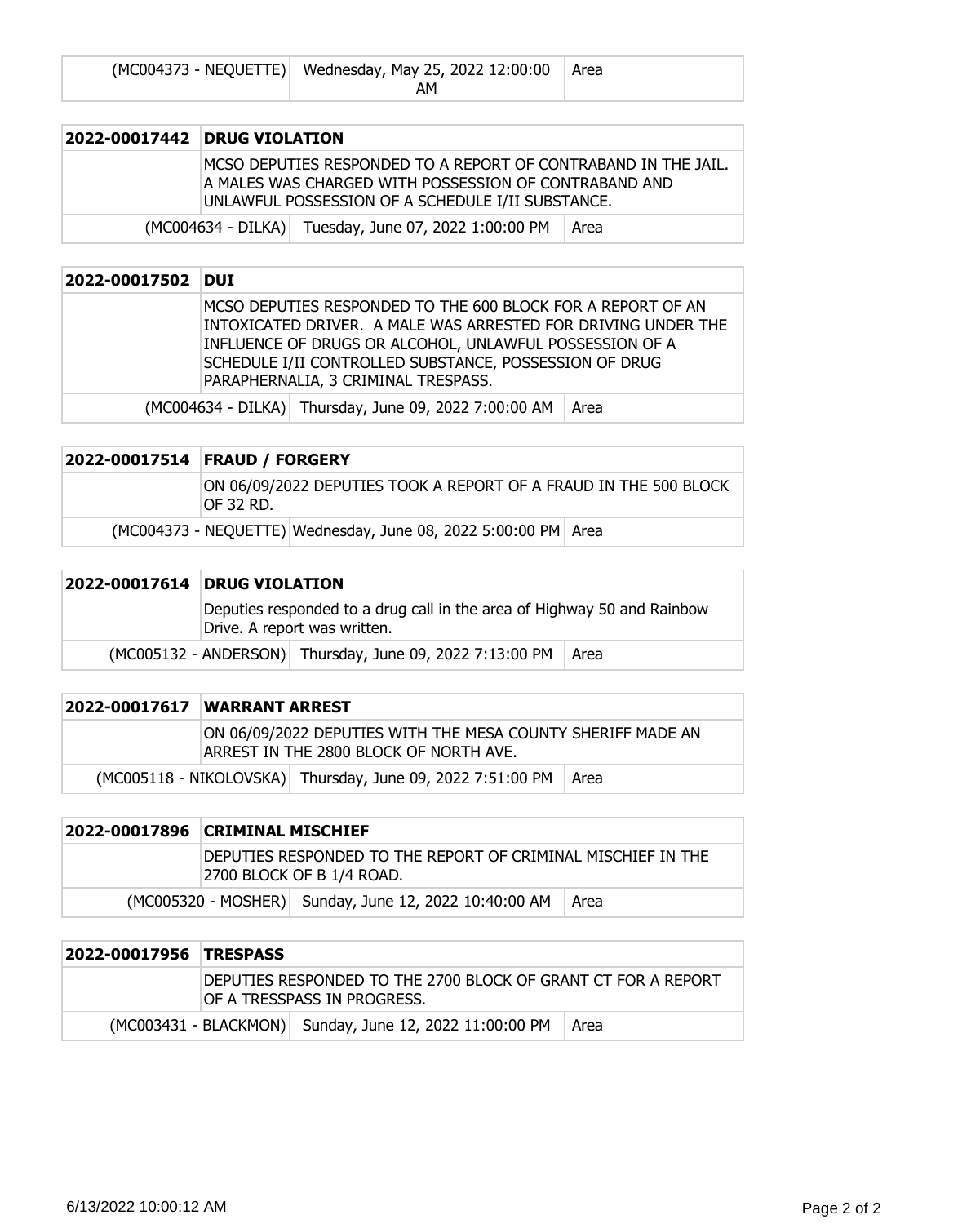| | | |
|---|---|---|
| (MC004373 - NEQUETTE) | Wednesday, May 25, 2022 12:00:00 AM | Area |

| 2022-00017442 | DRUG VIOLATION | |
|---|---|---|
| | MCSO DEPUTIES RESPONDED TO A REPORT OF CONTRABAND IN THE JAIL. A MALES WAS CHARGED WITH POSSESSION OF CONTRABAND AND UNLAWFUL POSSESSION OF A SCHEDULE I/II SUBSTANCE. | |
| (MC004634 - DILKA) | Tuesday, June 07, 2022 1:00:00 PM | Area |

| 2022-00017502 | DUI | |
|---|---|---|
| | MCSO DEPUTIES RESPONDED TO THE 600 BLOCK FOR A REPORT OF AN INTOXICATED DRIVER. A MALE WAS ARRESTED FOR DRIVING UNDER THE INFLUENCE OF DRUGS OR ALCOHOL, UNLAWFUL POSSESSION OF A SCHEDULE I/II CONTROLLED SUBSTANCE, POSSESSION OF DRUG PARAPHERNALIA, 3 CRIMINAL TRESPASS. | |
| (MC004634 - DILKA) | Thursday, June 09, 2022 7:00:00 AM | Area |

| 2022-00017514 | FRAUD / FORGERY | |
|---|---|---|
| | ON 06/09/2022 DEPUTIES TOOK A REPORT OF A FRAUD IN THE 500 BLOCK OF 32 RD. | |
| (MC004373 - NEQUETTE) | Wednesday, June 08, 2022 5:00:00 PM | Area |

| 2022-00017614 | DRUG VIOLATION | |
|---|---|---|
| | Deputies responded to a drug call in the area of Highway 50 and Rainbow Drive. A report was written. | |
| (MC005132 - ANDERSON) | Thursday, June 09, 2022 7:13:00 PM | Area |

| 2022-00017617 | WARRANT ARREST | |
|---|---|---|
| | ON 06/09/2022 DEPUTIES WITH THE MESA COUNTY SHERIFF MADE AN ARREST IN THE 2800 BLOCK OF NORTH AVE. | |
| (MC005118 - NIKOLOVSKA) | Thursday, June 09, 2022 7:51:00 PM | Area |

| 2022-00017896 | CRIMINAL MISCHIEF | |
|---|---|---|
| | DEPUTIES RESPONDED TO THE REPORT OF CRIMINAL MISCHIEF IN THE 2700 BLOCK OF B 1/4 ROAD. | |
| (MC005320 - MOSHER) | Sunday, June 12, 2022 10:40:00 AM | Area |

| 2022-00017956 | TRESPASS | |
|---|---|---|
| | DEPUTIES RESPONDED TO THE 2700 BLOCK OF GRANT CT FOR A REPORT OF A TRESSPASS IN PROGRESS. | |
| (MC003431 - BLACKMON) | Sunday, June 12, 2022 11:00:00 PM | Area |

6/13/2022 10:00:12 AM